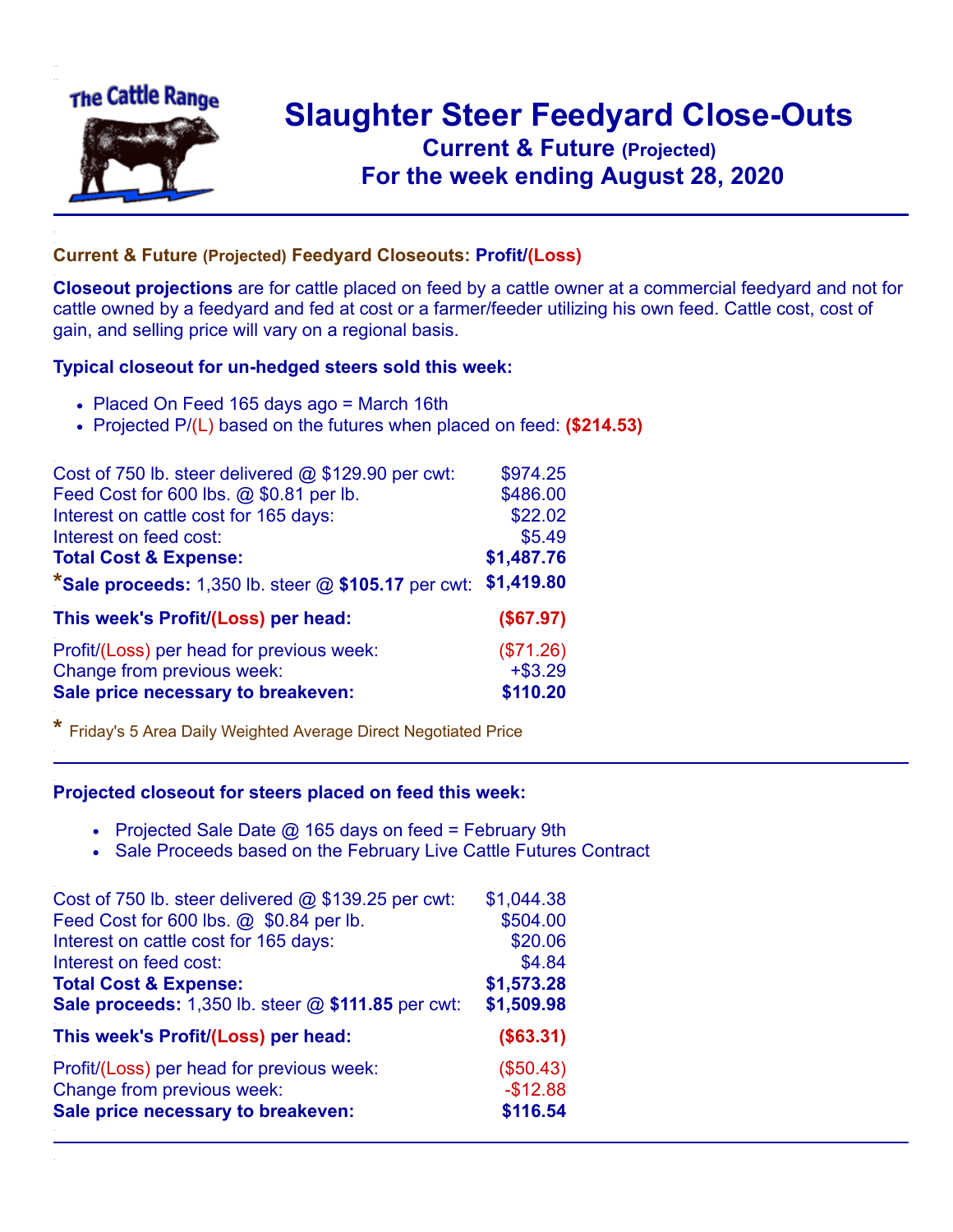# Slaughter Steer Feedyard Close-Outs

## Current & Future (Projected)

## For the week ending August 28, 2020

### Current & Future (Projected) Feedyard Closeouts: Profit/(Loss)

**Closeout projections** are for cattle placed on feed by a cattle owner at a commercial feedyard and not for cattle owned by a feedyard and fed at cost or a farmer/feeder utilizing his own feed. Cattle cost, cost of gain, and selling price will vary on a regional basis.

### Typical closeout for un-hedged steers sold this week:

- Placed On Feed 165 days ago = March 16th
- Projected P/(L) based on the futures when placed on feed: **($214.53)**

| | |
|---|---|
| Cost of 750 lb. steer delivered @ $129.90 per cwt: | $974.25 |
| Feed Cost for 600 lbs. @ $0.81 per lb. | $486.00 |
| Interest on cattle cost for 165 days: | $22.02 |
| Interest on feed cost: | $5.49 |
| **Total Cost & Expense:** | **$1,487.76** |
| ***Sale proceeds:** 1,350 lb. steer @ **$105.17** per cwt: | **$1,419.80** |
| **This week's Profit/(Loss) per head:** | **($67.97)** |
| Profit/(Loss) per head for previous week: | ($71.26) |
| Change from previous week: | +$3.29 |
| **Sale price necessary to breakeven:** | **$110.20** |

* Friday's 5 Area Daily Weighted Average Direct Negotiated Price

### Projected closeout for steers placed on feed this week:

- Projected Sale Date @ 165 days on feed = February 9th
- Sale Proceeds based on the February Live Cattle Futures Contract

| | |
|---|---|
| Cost of 750 lb. steer delivered @ $139.25 per cwt: | $1,044.38 |
| Feed Cost for 600 lbs. @ $0.84 per lb. | $504.00 |
| Interest on cattle cost for 165 days: | $20.06 |
| Interest on feed cost: | $4.84 |
| **Total Cost & Expense:** | **$1,573.28** |
| **Sale proceeds:** 1,350 lb. steer @ **$111.85** per cwt: | **$1,509.98** |
| **This week's Profit/(Loss) per head:** | **($63.31)** |
| Profit/(Loss) per head for previous week: | ($50.43) |
| Change from previous week: | -$12.88 |
| **Sale price necessary to breakeven:** | **$116.54** |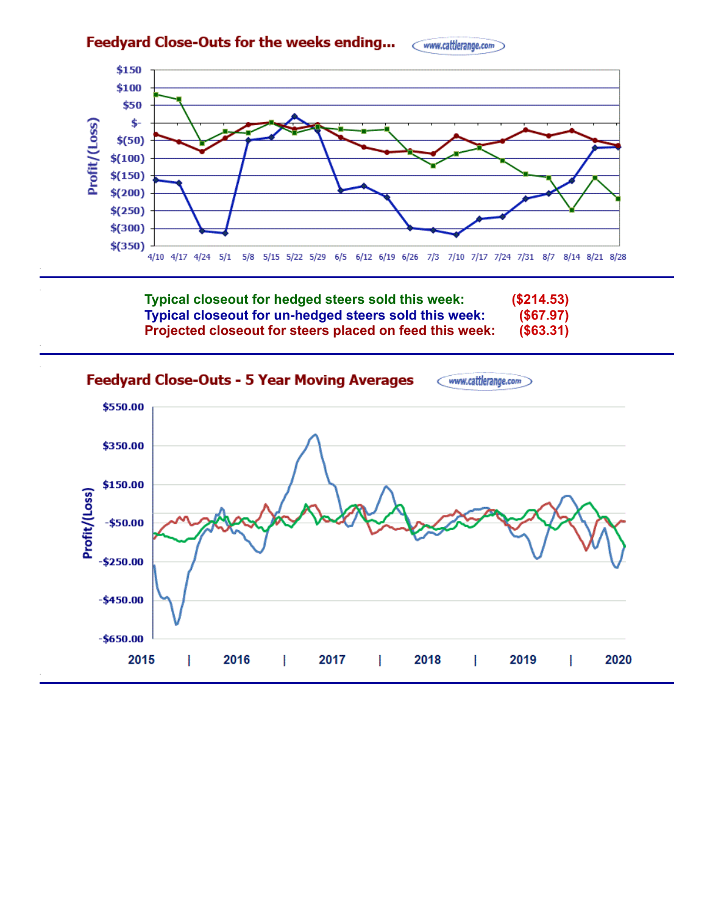## Feedyard Close-Outs for the weeks ending...

www.cattlerange.com

$150
$100
$50
$-
$(50)
$(100)
$(150)
$(200)
$(250)
$(300)
$(350)

Profit/(Loss)

4/10 4/17 4/24 5/1 5/8 5/15 5/22 5/29 6/5 6/12 6/19 6/26 7/3 7/10 7/17 7/24 7/31 8/7 8/14 8/21 8/28

---

**Typical closeout for hedged steers sold this week:** **($214.53)**
**Typical closeout for un-hedged steers sold this week:** **($67.97)**
**Projected closeout for steers placed on feed this week:** **($63.31)**

---

## Feedyard Close-Outs - 5 Year Moving Averages

www.cattlerange.com

$550.00
$350.00
$150.00
-$50.00
-$250.00
-$450.00
-$650.00

Profit/(Loss)

2015 | 2016 | 2017 | 2018 | 2019 | 2020